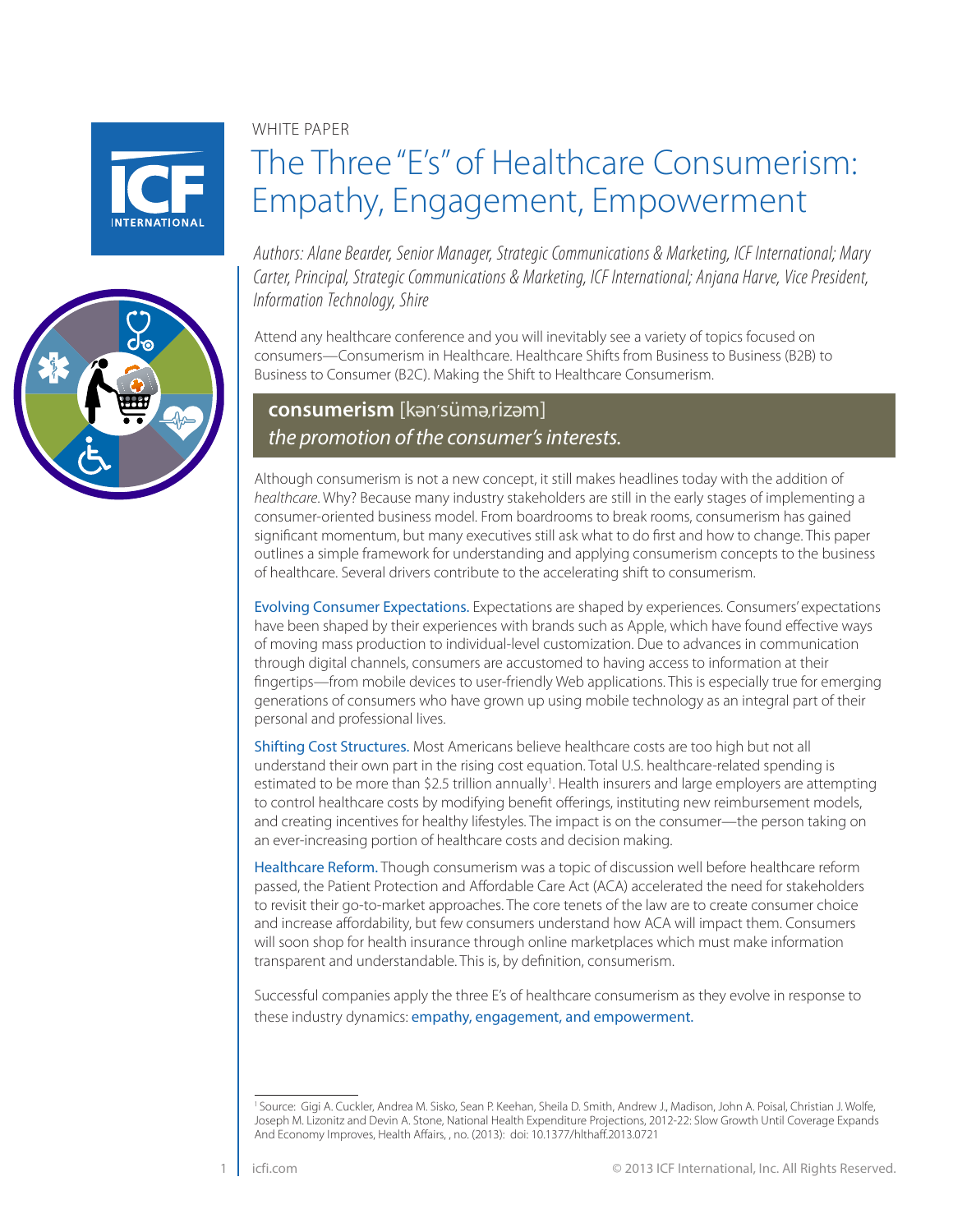WHITE PAPER

# The Three "E's" of Healthcare Consumerism: Empathy, Engagement, Empowerment

*Authors: Alane Bearder, Senior Manager, Strategic Communications & Marketing, ICF International; Mary Carter, Principal, Strategic Communications & Marketing, ICF International; Anjana Harve, Vice President, Information Technology, Shire*

Attend any healthcare conference and you will inevitably see a variety of topics focused on consumers—Consumerism in Healthcare. Healthcare Shifts from Business to Business (B2B) to Business to Consumer (B2C). Making the Shift to Healthcare Consumerism.

**consumerism** [kən'sümə,rizəm]
*the promotion of the consumer's interests.*

Although consumerism is not a new concept, it still makes headlines today with the addition of *healthcare*. Why? Because many industry stakeholders are still in the early stages of implementing a consumer-oriented business model. From boardrooms to break rooms, consumerism has gained significant momentum, but many executives still ask what to do first and how to change. This paper outlines a simple framework for understanding and applying consumerism concepts to the business of healthcare. Several drivers contribute to the accelerating shift to consumerism.

**Evolving Consumer Expectations.** Expectations are shaped by experiences. Consumers' expectations have been shaped by their experiences with brands such as Apple, which have found effective ways of moving mass production to individual-level customization. Due to advances in communication through digital channels, consumers are accustomed to having access to information at their fingertips—from mobile devices to user-friendly Web applications. This is especially true for emerging generations of consumers who have grown up using mobile technology as an integral part of their personal and professional lives.

**Shifting Cost Structures.** Most Americans believe healthcare costs are too high but not all understand their own part in the rising cost equation. Total U.S. healthcare-related spending is estimated to be more than $2.5 trillion annually[1]. Health insurers and large employers are attempting to control healthcare costs by modifying benefit offerings, instituting new reimbursement models, and creating incentives for healthy lifestyles. The impact is on the consumer—the person taking on an ever-increasing portion of healthcare costs and decision making.

**Healthcare Reform.** Though consumerism was a topic of discussion well before healthcare reform passed, the Patient Protection and Affordable Care Act (ACA) accelerated the need for stakeholders to revisit their go-to-market approaches. The core tenets of the law are to create consumer choice and increase affordability, but few consumers understand how ACA will impact them. Consumers will soon shop for health insurance through online marketplaces which must make information transparent and understandable. This is, by definition, consumerism.

Successful companies apply the three E's of healthcare consumerism as they evolve in response to these industry dynamics: empathy, engagement, and empowerment.

---

[1] Source: Gigi A. Cuckler, Andrea M. Sisko, Sean P. Keehan, Sheila D. Smith, Andrew J., Madison, John A. Poisal, Christian J. Wolfe, Joseph M. Lizonitz and Devin A. Stone, National Health Expenditure Projections, 2012-22: Slow Growth Until Coverage Expands And Economy Improves, Health Affairs, , no. (2013): doi: 10.1377/hlthaff.2013.0721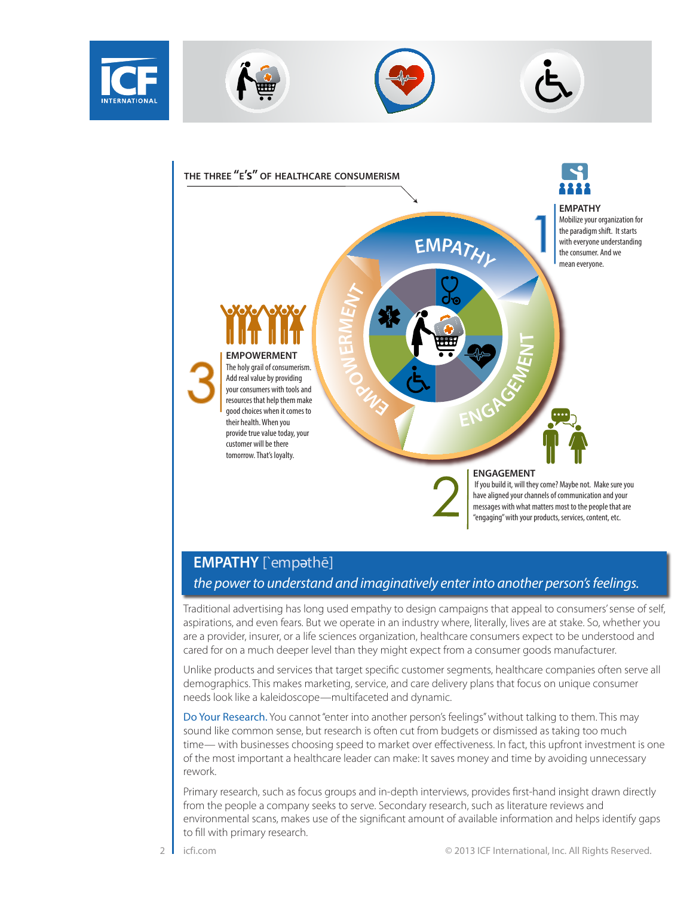## THE THREE "E'S" OF HEALTHCARE CONSUMERISM

**1 EMPATHY**
Mobilize your organization for the paradigm shift. It starts with everyone understanding the consumer. And we mean everyone.

**2 ENGAGEMENT**
If you build it, will they come? Maybe not. Make sure you have aligned your channels of communication and your messages with what matters most to the people that are "engaging" with your products, services, content, etc.

**3 EMPOWERMENT**
The holy grail of consumerism. Add real value by providing your consumers with tools and resources that help them make good choices when it comes to their health. When you provide true value today, your customer will be there tomorrow. That's loyalty.

## EMPATHY [`empəthē]

*the power to understand and imaginatively enter into another person's feelings.*

Traditional advertising has long used empathy to design campaigns that appeal to consumers' sense of self, aspirations, and even fears. But we operate in an industry where, literally, lives are at stake. So, whether you are a provider, insurer, or a life sciences organization, healthcare consumers expect to be understood and cared for on a much deeper level than they might expect from a consumer goods manufacturer.

Unlike products and services that target specific customer segments, healthcare companies often serve all demographics. This makes marketing, service, and care delivery plans that focus on unique consumer needs look like a kaleidoscope—multifaceted and dynamic.

**Do Your Research.** You cannot "enter into another person's feelings" without talking to them. This may sound like common sense, but research is often cut from budgets or dismissed as taking too much time— with businesses choosing speed to market over effectiveness. In fact, this upfront investment is one of the most important a healthcare leader can make: It saves money and time by avoiding unnecessary rework.

Primary research, such as focus groups and in-depth interviews, provides first-hand insight drawn directly from the people a company seeks to serve. Secondary research, such as literature reviews and environmental scans, makes use of the significant amount of available information and helps identify gaps to fill with primary research.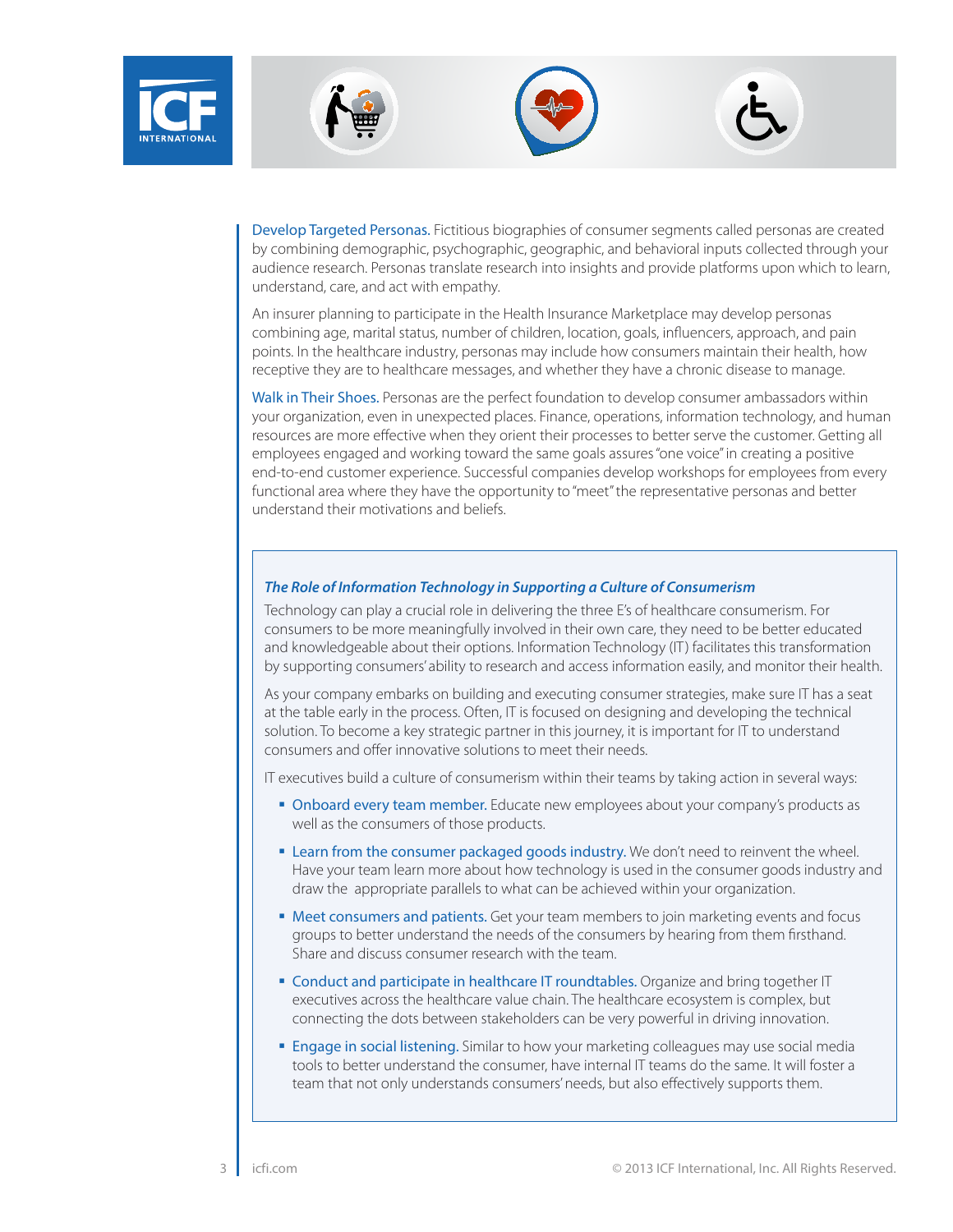**Develop Targeted Personas.** Fictitious biographies of consumer segments called personas are created by combining demographic, psychographic, geographic, and behavioral inputs collected through your audience research. Personas translate research into insights and provide platforms upon which to learn, understand, care, and act with empathy.

An insurer planning to participate in the Health Insurance Marketplace may develop personas combining age, marital status, number of children, location, goals, influencers, approach, and pain points. In the healthcare industry, personas may include how consumers maintain their health, how receptive they are to healthcare messages, and whether they have a chronic disease to manage.

**Walk in Their Shoes.** Personas are the perfect foundation to develop consumer ambassadors within your organization, even in unexpected places. Finance, operations, information technology, and human resources are more effective when they orient their processes to better serve the customer. Getting all employees engaged and working toward the same goals assures "one voice" in creating a positive end-to-end customer experience. Successful companies develop workshops for employees from every functional area where they have the opportunity to "meet" the representative personas and better understand their motivations and beliefs.

### *The Role of Information Technology in Supporting a Culture of Consumerism*

Technology can play a crucial role in delivering the three E's of healthcare consumerism. For consumers to be more meaningfully involved in their own care, they need to be better educated and knowledgeable about their options. Information Technology (IT) facilitates this transformation by supporting consumers' ability to research and access information easily, and monitor their health.

As your company embarks on building and executing consumer strategies, make sure IT has a seat at the table early in the process. Often, IT is focused on designing and developing the technical solution. To become a key strategic partner in this journey, it is important for IT to understand consumers and offer innovative solutions to meet their needs.

IT executives build a culture of consumerism within their teams by taking action in several ways:

- **Onboard every team member.** Educate new employees about your company's products as well as the consumers of those products.
- **Learn from the consumer packaged goods industry.** We don't need to reinvent the wheel. Have your team learn more about how technology is used in the consumer goods industry and draw the appropriate parallels to what can be achieved within your organization.
- **Meet consumers and patients.** Get your team members to join marketing events and focus groups to better understand the needs of the consumers by hearing from them firsthand. Share and discuss consumer research with the team.
- **Conduct and participate in healthcare IT roundtables.** Organize and bring together IT executives across the healthcare value chain. The healthcare ecosystem is complex, but connecting the dots between stakeholders can be very powerful in driving innovation.
- **Engage in social listening.** Similar to how your marketing colleagues may use social media tools to better understand the consumer, have internal IT teams do the same. It will foster a team that not only understands consumers' needs, but also effectively supports them.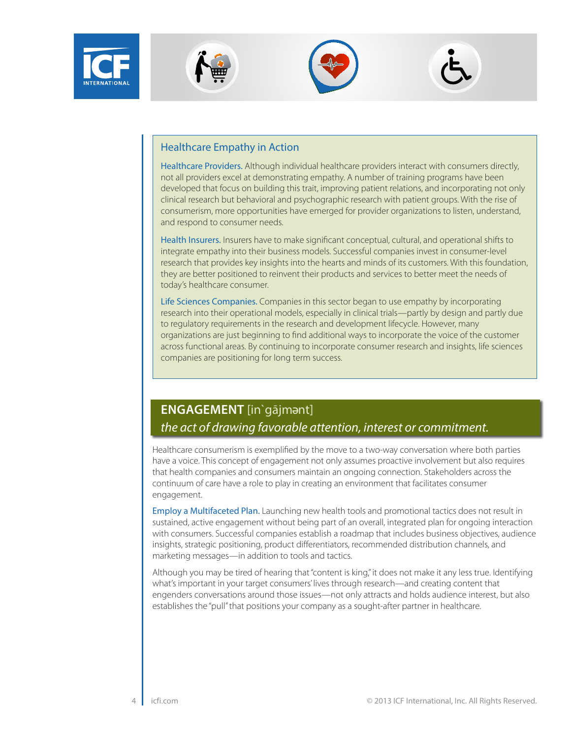## Healthcare Empathy in Action

**Healthcare Providers.** Although individual healthcare providers interact with consumers directly, not all providers excel at demonstrating empathy. A number of training programs have been developed that focus on building this trait, improving patient relations, and incorporating not only clinical research but behavioral and psychographic research with patient groups. With the rise of consumerism, more opportunities have emerged for provider organizations to listen, understand, and respond to consumer needs.

**Health Insurers.** Insurers have to make significant conceptual, cultural, and operational shifts to integrate empathy into their business models. Successful companies invest in consumer-level research that provides key insights into the hearts and minds of its customers. With this foundation, they are better positioned to reinvent their products and services to better meet the needs of today's healthcare consumer.

**Life Sciences Companies.** Companies in this sector began to use empathy by incorporating research into their operational models, especially in clinical trials—partly by design and partly due to regulatory requirements in the research and development lifecycle. However, many organizations are just beginning to find additional ways to incorporate the voice of the customer across functional areas. By continuing to incorporate consumer research and insights, life sciences companies are positioning for long term success.

## ENGAGEMENT [in`gājmənt]

*the act of drawing favorable attention, interest or commitment.*

Healthcare consumerism is exemplified by the move to a two-way conversation where both parties have a voice. This concept of engagement not only assumes proactive involvement but also requires that health companies and consumers maintain an ongoing connection. Stakeholders across the continuum of care have a role to play in creating an environment that facilitates consumer engagement.

**Employ a Multifaceted Plan.** Launching new health tools and promotional tactics does not result in sustained, active engagement without being part of an overall, integrated plan for ongoing interaction with consumers. Successful companies establish a roadmap that includes business objectives, audience insights, strategic positioning, product differentiators, recommended distribution channels, and marketing messages—in addition to tools and tactics.

Although you may be tired of hearing that "content is king," it does not make it any less true. Identifying what's important in your target consumers' lives through research—and creating content that engenders conversations around those issues—not only attracts and holds audience interest, but also establishes the "pull" that positions your company as a sought-after partner in healthcare.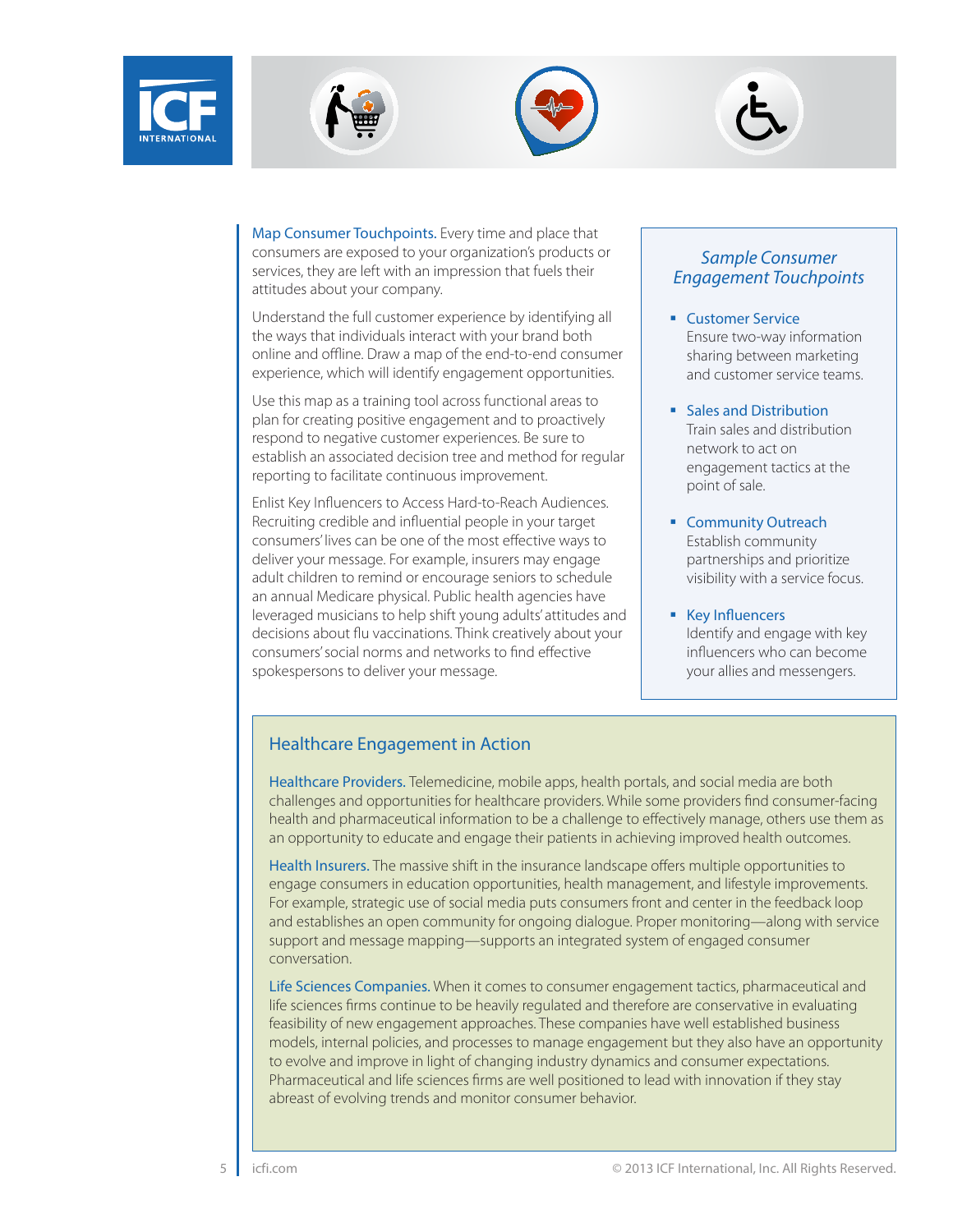**Map Consumer Touchpoints.** Every time and place that consumers are exposed to your organization's products or services, they are left with an impression that fuels their attitudes about your company.

Understand the full customer experience by identifying all the ways that individuals interact with your brand both online and offline. Draw a map of the end-to-end consumer experience, which will identify engagement opportunities.

Use this map as a training tool across functional areas to plan for creating positive engagement and to proactively respond to negative customer experiences. Be sure to establish an associated decision tree and method for regular reporting to facilitate continuous improvement.

Enlist Key Influencers to Access Hard-to-Reach Audiences. Recruiting credible and influential people in your target consumers' lives can be one of the most effective ways to deliver your message. For example, insurers may engage adult children to remind or encourage seniors to schedule an annual Medicare physical. Public health agencies have leveraged musicians to help shift young adults' attitudes and decisions about flu vaccinations. Think creatively about your consumers' social norms and networks to find effective spokespersons to deliver your message.

### *Sample Consumer Engagement Touchpoints*

- **Customer Service**
  Ensure two-way information sharing between marketing and customer service teams.
- **Sales and Distribution**
  Train sales and distribution network to act on engagement tactics at the point of sale.
- **Community Outreach**
  Establish community partnerships and prioritize visibility with a service focus.
- **Key Influencers**
  Identify and engage with key influencers who can become your allies and messengers.

## Healthcare Engagement in Action

**Healthcare Providers.** Telemedicine, mobile apps, health portals, and social media are both challenges and opportunities for healthcare providers. While some providers find consumer-facing health and pharmaceutical information to be a challenge to effectively manage, others use them as an opportunity to educate and engage their patients in achieving improved health outcomes.

**Health Insurers.** The massive shift in the insurance landscape offers multiple opportunities to engage consumers in education opportunities, health management, and lifestyle improvements. For example, strategic use of social media puts consumers front and center in the feedback loop and establishes an open community for ongoing dialogue. Proper monitoring—along with service support and message mapping—supports an integrated system of engaged consumer conversation.

**Life Sciences Companies.** When it comes to consumer engagement tactics, pharmaceutical and life sciences firms continue to be heavily regulated and therefore are conservative in evaluating feasibility of new engagement approaches. These companies have well established business models, internal policies, and processes to manage engagement but they also have an opportunity to evolve and improve in light of changing industry dynamics and consumer expectations. Pharmaceutical and life sciences firms are well positioned to lead with innovation if they stay abreast of evolving trends and monitor consumer behavior.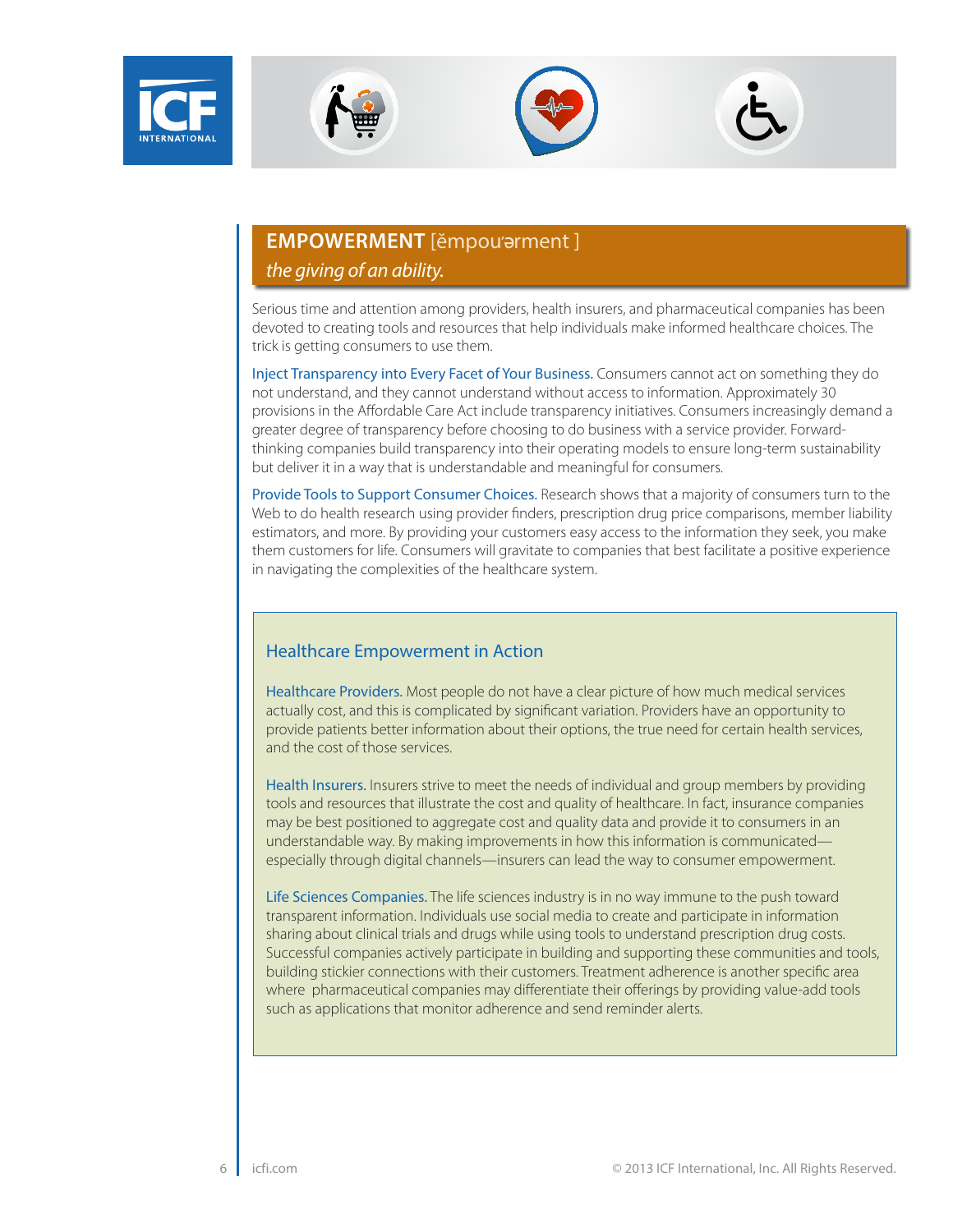## EMPOWERMENT [ĕmpouʹərment ]

*the giving of an ability.*

Serious time and attention among providers, health insurers, and pharmaceutical companies has been devoted to creating tools and resources that help individuals make informed healthcare choices. The trick is getting consumers to use them.

**Inject Transparency into Every Facet of Your Business.** Consumers cannot act on something they do not understand, and they cannot understand without access to information. Approximately 30 provisions in the Affordable Care Act include transparency initiatives. Consumers increasingly demand a greater degree of transparency before choosing to do business with a service provider. Forward-thinking companies build transparency into their operating models to ensure long-term sustainability but deliver it in a way that is understandable and meaningful for consumers.

**Provide Tools to Support Consumer Choices.** Research shows that a majority of consumers turn to the Web to do health research using provider finders, prescription drug price comparisons, member liability estimators, and more. By providing your customers easy access to the information they seek, you make them customers for life. Consumers will gravitate to companies that best facilitate a positive experience in navigating the complexities of the healthcare system.

### Healthcare Empowerment in Action

**Healthcare Providers.** Most people do not have a clear picture of how much medical services actually cost, and this is complicated by significant variation. Providers have an opportunity to provide patients better information about their options, the true need for certain health services, and the cost of those services.

**Health Insurers.** Insurers strive to meet the needs of individual and group members by providing tools and resources that illustrate the cost and quality of healthcare. In fact, insurance companies may be best positioned to aggregate cost and quality data and provide it to consumers in an understandable way. By making improvements in how this information is communicated—especially through digital channels—insurers can lead the way to consumer empowerment.

**Life Sciences Companies.** The life sciences industry is in no way immune to the push toward transparent information. Individuals use social media to create and participate in information sharing about clinical trials and drugs while using tools to understand prescription drug costs. Successful companies actively participate in building and supporting these communities and tools, building stickier connections with their customers. Treatment adherence is another specific area where pharmaceutical companies may differentiate their offerings by providing value-add tools such as applications that monitor adherence and send reminder alerts.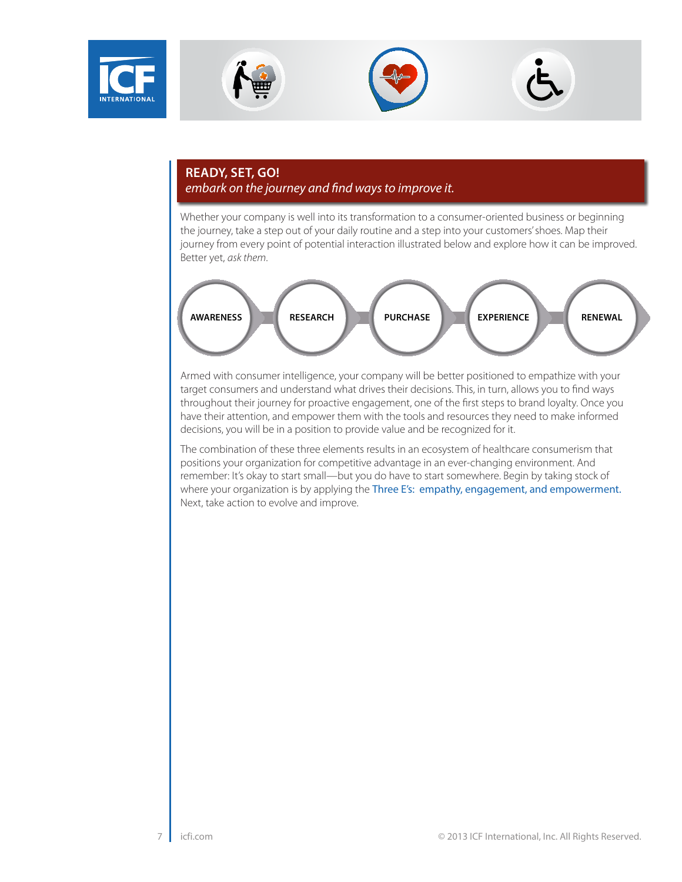## READY, SET, GO!

*embark on the journey and find ways to improve it.*

Whether your company is well into its transformation to a consumer-oriented business or beginning the journey, take a step out of your daily routine and a step into your customers' shoes. Map their journey from every point of potential interaction illustrated below and explore how it can be improved. Better yet, *ask them*.

AWARENESS → RESEARCH → PURCHASE → EXPERIENCE → RENEWAL

Armed with consumer intelligence, your company will be better positioned to empathize with your target consumers and understand what drives their decisions. This, in turn, allows you to find ways throughout their journey for proactive engagement, one of the first steps to brand loyalty. Once you have their attention, and empower them with the tools and resources they need to make informed decisions, you will be in a position to provide value and be recognized for it.

The combination of these three elements results in an ecosystem of healthcare consumerism that positions your organization for competitive advantage in an ever-changing environment. And remember: It's okay to start small—but you do have to start somewhere. Begin by taking stock of where your organization is by applying the Three E's: empathy, engagement, and empowerment. Next, take action to evolve and improve.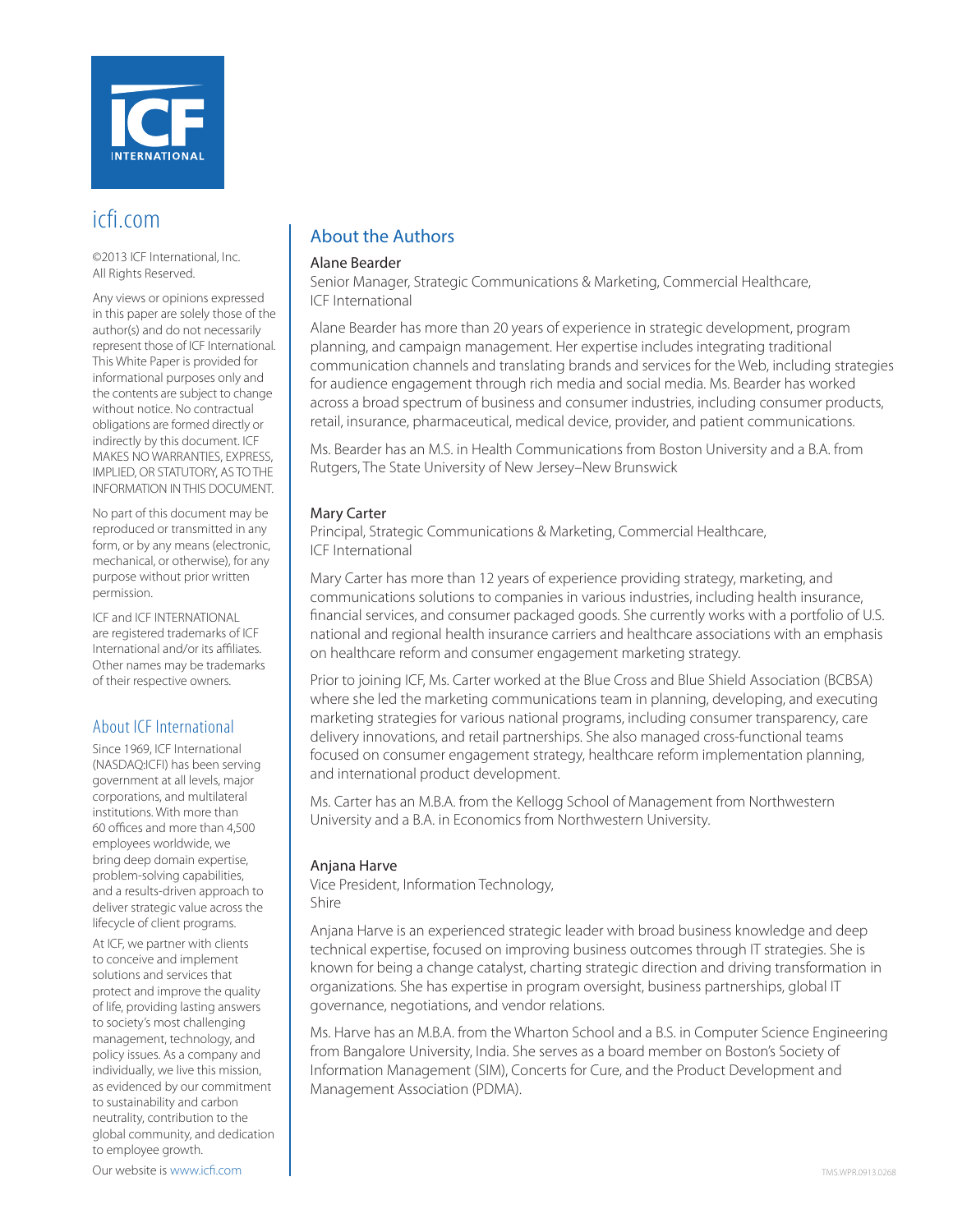ICF INTERNATIONAL

icfi.com

©2013 ICF International, Inc.
All Rights Reserved.

Any views or opinions expressed in this paper are solely those of the author(s) and do not necessarily represent those of ICF International. This White Paper is provided for informational purposes only and the contents are subject to change without notice. No contractual obligations are formed directly or indirectly by this document. ICF MAKES NO WARRANTIES, EXPRESS, IMPLIED, OR STATUTORY, AS TO THE INFORMATION IN THIS DOCUMENT.

No part of this document may be reproduced or transmitted in any form, or by any means (electronic, mechanical, or otherwise), for any purpose without prior written permission.

ICF and ICF INTERNATIONAL are registered trademarks of ICF International and/or its affiliates. Other names may be trademarks of their respective owners.

## About ICF International

Since 1969, ICF International (NASDAQ:ICFI) has been serving government at all levels, major corporations, and multilateral institutions. With more than 60 offices and more than 4,500 employees worldwide, we bring deep domain expertise, problem-solving capabilities, and a results-driven approach to deliver strategic value across the lifecycle of client programs.

At ICF, we partner with clients to conceive and implement solutions and services that protect and improve the quality of life, providing lasting answers to society's most challenging management, technology, and policy issues. As a company and individually, we live this mission, as evidenced by our commitment to sustainability and carbon neutrality, contribution to the global community, and dedication to employee growth.

Our website is www.icfi.com

## About the Authors

### Alane Bearder

Senior Manager, Strategic Communications & Marketing, Commercial Healthcare, ICF International

Alane Bearder has more than 20 years of experience in strategic development, program planning, and campaign management. Her expertise includes integrating traditional communication channels and translating brands and services for the Web, including strategies for audience engagement through rich media and social media. Ms. Bearder has worked across a broad spectrum of business and consumer industries, including consumer products, retail, insurance, pharmaceutical, medical device, provider, and patient communications.

Ms. Bearder has an M.S. in Health Communications from Boston University and a B.A. from Rutgers, The State University of New Jersey–New Brunswick

### Mary Carter

Principal, Strategic Communications & Marketing, Commercial Healthcare, ICF International

Mary Carter has more than 12 years of experience providing strategy, marketing, and communications solutions to companies in various industries, including health insurance, financial services, and consumer packaged goods. She currently works with a portfolio of U.S. national and regional health insurance carriers and healthcare associations with an emphasis on healthcare reform and consumer engagement marketing strategy.

Prior to joining ICF, Ms. Carter worked at the Blue Cross and Blue Shield Association (BCBSA) where she led the marketing communications team in planning, developing, and executing marketing strategies for various national programs, including consumer transparency, care delivery innovations, and retail partnerships. She also managed cross-functional teams focused on consumer engagement strategy, healthcare reform implementation planning, and international product development.

Ms. Carter has an M.B.A. from the Kellogg School of Management from Northwestern University and a B.A. in Economics from Northwestern University.

### Anjana Harve

Vice President, Information Technology, Shire

Anjana Harve is an experienced strategic leader with broad business knowledge and deep technical expertise, focused on improving business outcomes through IT strategies. She is known for being a change catalyst, charting strategic direction and driving transformation in organizations. She has expertise in program oversight, business partnerships, global IT governance, negotiations, and vendor relations.

Ms. Harve has an M.B.A. from the Wharton School and a B.S. in Computer Science Engineering from Bangalore University, India. She serves as a board member on Boston's Society of Information Management (SIM), Concerts for Cure, and the Product Development and Management Association (PDMA).

TMS.WPR.0913.0268